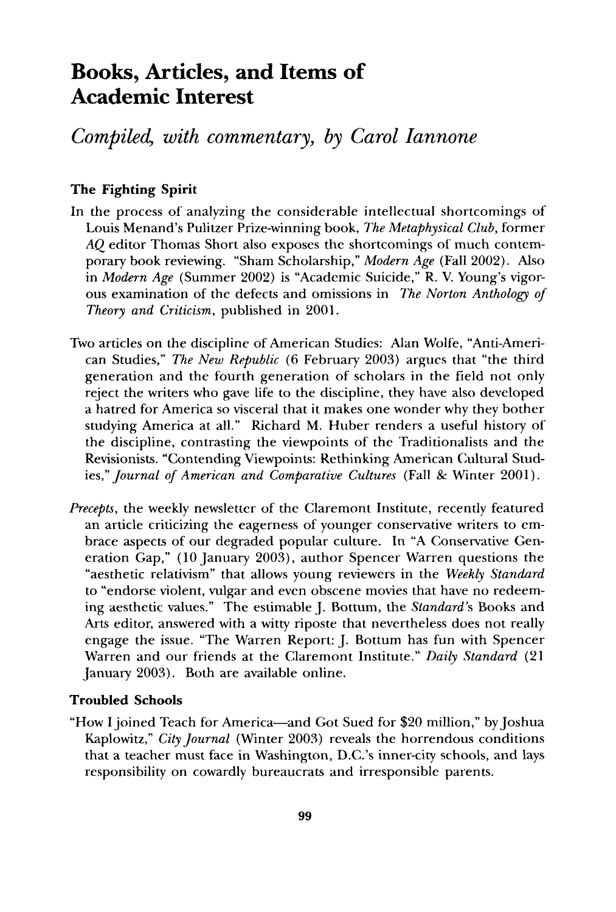# Books, Articles, and Items of Academic Interest

*Compiled, with commentary, by Carol Iannone*

### The Fighting Spirit

In the process of analyzing the considerable intellectual shortcomings of Louis Menand's Pulitzer Prize-winning book, *The Metaphysical Club*, former *AQ* editor Thomas Short also exposes the shortcomings of much contemporary book reviewing. "Sham Scholarship," *Modern Age* (Fall 2002). Also in *Modern Age* (Summer 2002) is "Academic Suicide," R. V. Young's vigorous examination of the defects and omissions in *The Norton Anthology of Theory and Criticism*, published in 2001.

Two articles on the discipline of American Studies: Alan Wolfe, "Anti-American Studies," *The New Republic* (6 February 2003) argues that "the third generation and the fourth generation of scholars in the field not only reject the writers who gave life to the discipline, they have also developed a hatred for America so visceral that it makes one wonder why they bother studying America at all." Richard M. Huber renders a useful history of the discipline, contrasting the viewpoints of the Traditionalists and the Revisionists. "Contending Viewpoints: Rethinking American Cultural Studies," *Journal of American and Comparative Cultures* (Fall & Winter 2001).

*Precepts*, the weekly newsletter of the Claremont Institute, recently featured an article criticizing the eagerness of younger conservative writers to embrace aspects of our degraded popular culture. In "A Conservative Generation Gap," (10 January 2003), author Spencer Warren questions the "aesthetic relativism" that allows young reviewers in the *Weekly Standard* to "endorse violent, vulgar and even obscene movies that have no redeeming aesthetic values." The estimable J. Bottum, the *Standard's* Books and Arts editor, answered with a witty riposte that nevertheless does not really engage the issue. "The Warren Report: J. Bottum has fun with Spencer Warren and our friends at the Claremont Institute." *Daily Standard* (21 January 2003). Both are available online.

### Troubled Schools

"How I joined Teach for America—and Got Sued for $20 million," by Joshua Kaplowitz," *City Journal* (Winter 2003) reveals the horrendous conditions that a teacher must face in Washington, D.C.'s inner-city schools, and lays responsibility on cowardly bureaucrats and irresponsible parents.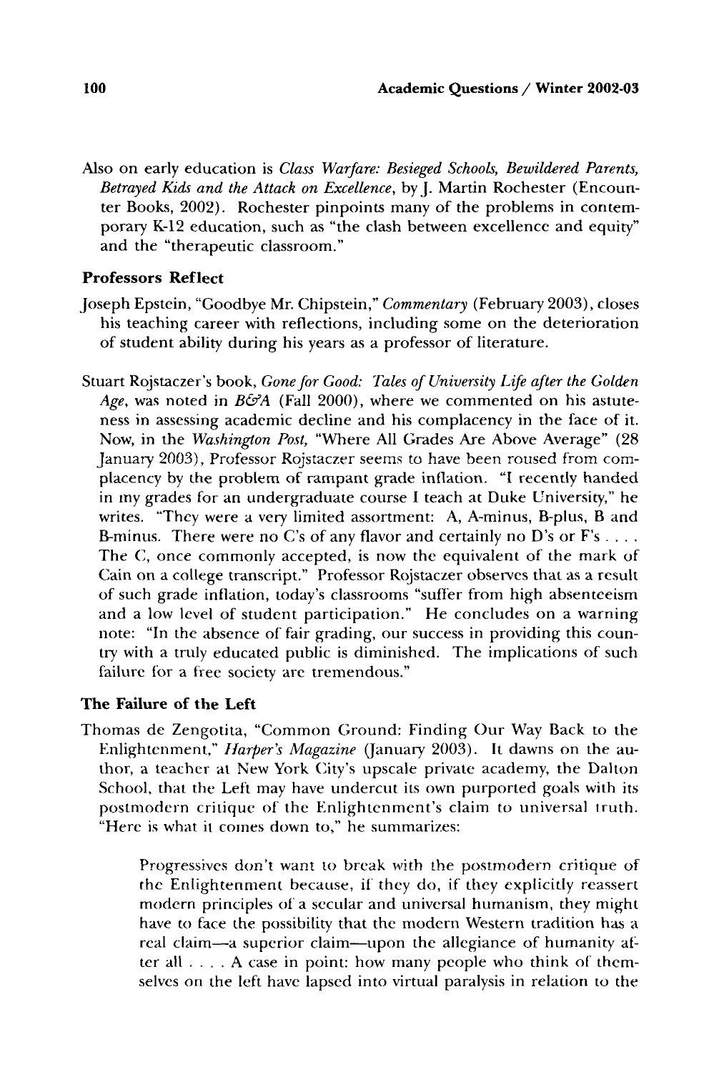Also on early education is *Class Warfare: Besieged Schools, Bewildered Parents, Betrayed Kids and the Attack on Excellence*, by J. Martin Rochester (Encounter Books, 2002). Rochester pinpoints many of the problems in contemporary K-12 education, such as "the clash between excellence and equity" and the "therapeutic classroom."

### Professors Reflect

Joseph Epstein, "Goodbye Mr. Chipstein," *Commentary* (February 2003), closes his teaching career with reflections, including some on the deterioration of student ability during his years as a professor of literature.

Stuart Rojstaczer's book, *Gone for Good: Tales of University Life after the Golden Age*, was noted in *B&A* (Fall 2000), where we commented on his astuteness in assessing academic decline and his complacency in the face of it. Now, in the *Washington Post*, "Where All Grades Are Above Average" (28 January 2003), Professor Rojstaczer seems to have been roused from complacency by the problem of rampant grade inflation. "I recently handed in my grades for an undergraduate course I teach at Duke University," he writes. "They were a very limited assortment: A, A-minus, B-plus, B and B-minus. There were no C's of any flavor and certainly no D's or F's . . . . The C, once commonly accepted, is now the equivalent of the mark of Cain on a college transcript." Professor Rojstaczer observes that as a result of such grade inflation, today's classrooms "suffer from high absenteeism and a low level of student participation." He concludes on a warning note: "In the absence of fair grading, our success in providing this country with a truly educated public is diminished. The implications of such failure for a free society are tremendous."

### The Failure of the Left

Thomas de Zengotita, "Common Ground: Finding Our Way Back to the Enlightenment," *Harper's Magazine* (January 2003). It dawns on the author, a teacher at New York City's upscale private academy, the Dalton School, that the Left may have undercut its own purported goals with its postmodern critique of the Enlightenment's claim to universal truth. "Here is what it comes down to," he summarizes:

> Progressives don't want to break with the postmodern critique of the Enlightenment because, if they do, if they explicitly reassert modern principles of a secular and universal humanism, they might have to face the possibility that the modern Western tradition has a real claim—a superior claim—upon the allegiance of humanity after all . . . . A case in point: how many people who think of themselves on the left have lapsed into virtual paralysis in relation to the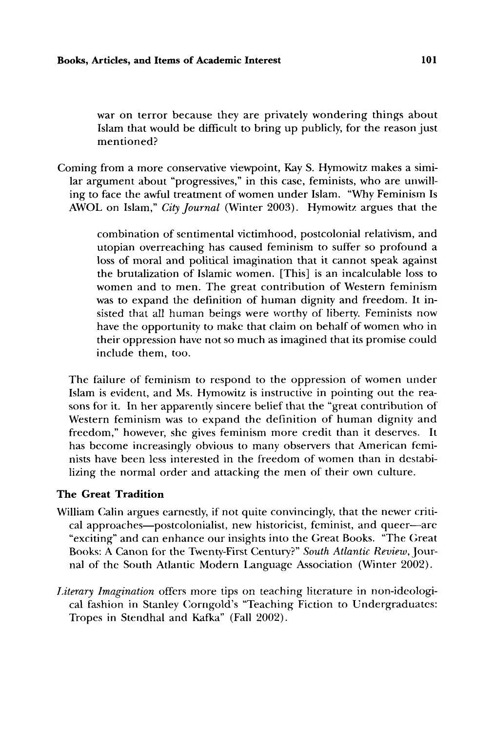> war on terror because they are privately wondering things about Islam that would be difficult to bring up publicly, for the reason just mentioned?

Coming from a more conservative viewpoint, Kay S. Hymowitz makes a similar argument about "progressives," in this case, feminists, who are unwilling to face the awful treatment of women under Islam. "Why Feminism Is AWOL on Islam," *City Journal* (Winter 2003). Hymowitz argues that the

> combination of sentimental victimhood, postcolonial relativism, and utopian overreaching has caused feminism to suffer so profound a loss of moral and political imagination that it cannot speak against the brutalization of Islamic women. [This] is an incalculable loss to women and to men. The great contribution of Western feminism was to expand the definition of human dignity and freedom. It insisted that all human beings were worthy of liberty. Feminists now have the opportunity to make that claim on behalf of women who in their oppression have not so much as imagined that its promise could include them, too.

The failure of feminism to respond to the oppression of women under Islam is evident, and Ms. Hymowitz is instructive in pointing out the reasons for it. In her apparently sincere belief that the "great contribution of Western feminism was to expand the definition of human dignity and freedom," however, she gives feminism more credit than it deserves. It has become increasingly obvious to many observers that American feminists have been less interested in the freedom of women than in destabilizing the normal order and attacking the men of their own culture.

### The Great Tradition

William Calin argues earnestly, if not quite convincingly, that the newer critical approaches—postcolonialist, new historicist, feminist, and queer—are "exciting" and can enhance our insights into the Great Books. "The Great Books: A Canon for the Twenty-First Century?" *South Atlantic Review*, Journal of the South Atlantic Modern Language Association (Winter 2002).

*Literary Imagination* offers more tips on teaching literature in non-ideological fashion in Stanley Corngold's "Teaching Fiction to Undergraduates: Tropes in Stendhal and Kafka" (Fall 2002).